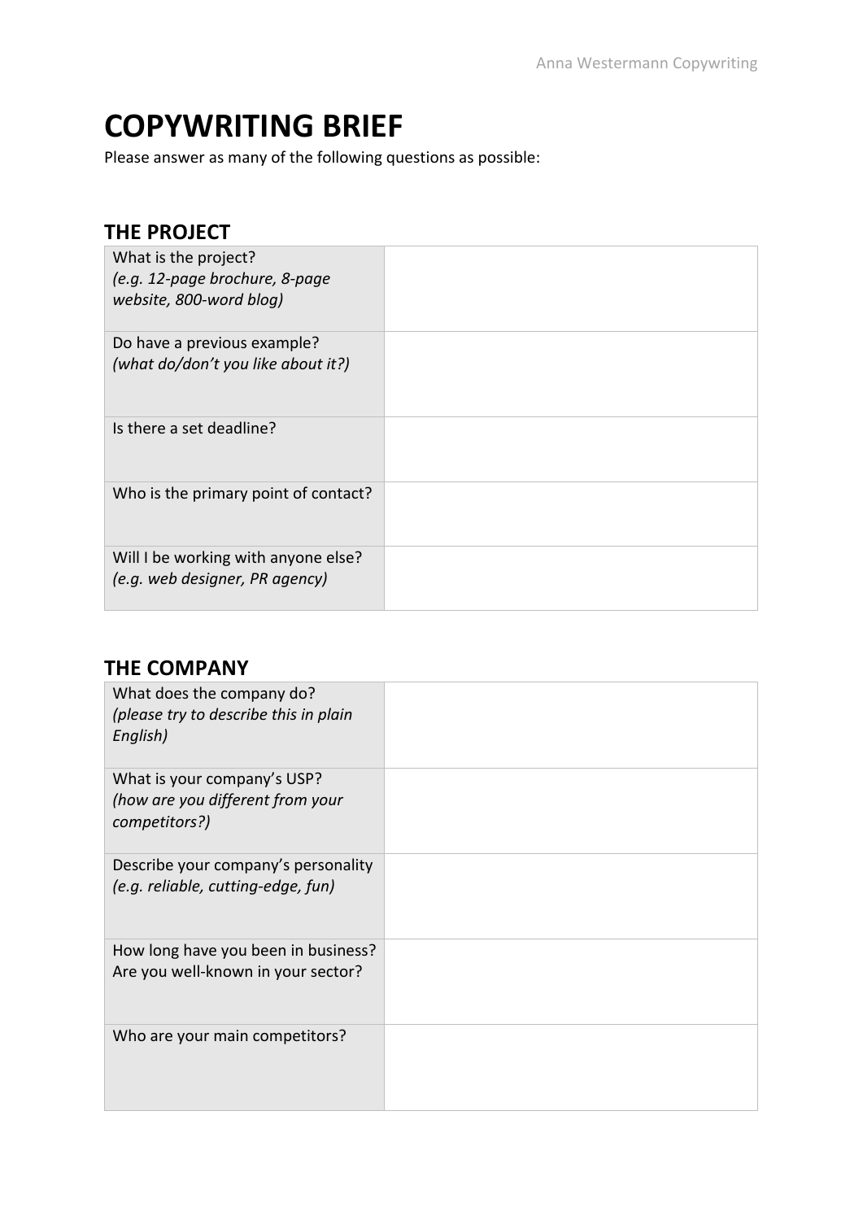# COPYWRITING BRIEF

Please answer as many of the following questions as possible:

## THE PROJECT

| | |
|---|---|
| What is the project? *(e.g. 12-page brochure, 8-page website, 800-word blog)* | |
| Do have a previous example? *(what do/don't you like about it?)* | |
| Is there a set deadline? | |
| Who is the primary point of contact? | |
| Will I be working with anyone else? *(e.g. web designer, PR agency)* | |

## THE COMPANY

| | |
|---|---|
| What does the company do? *(please try to describe this in plain English)* | |
| What is your company's USP? *(how are you different from your competitors?)* | |
| Describe your company's personality *(e.g. reliable, cutting-edge, fun)* | |
| How long have you been in business? Are you well-known in your sector? | |
| Who are your main competitors? | |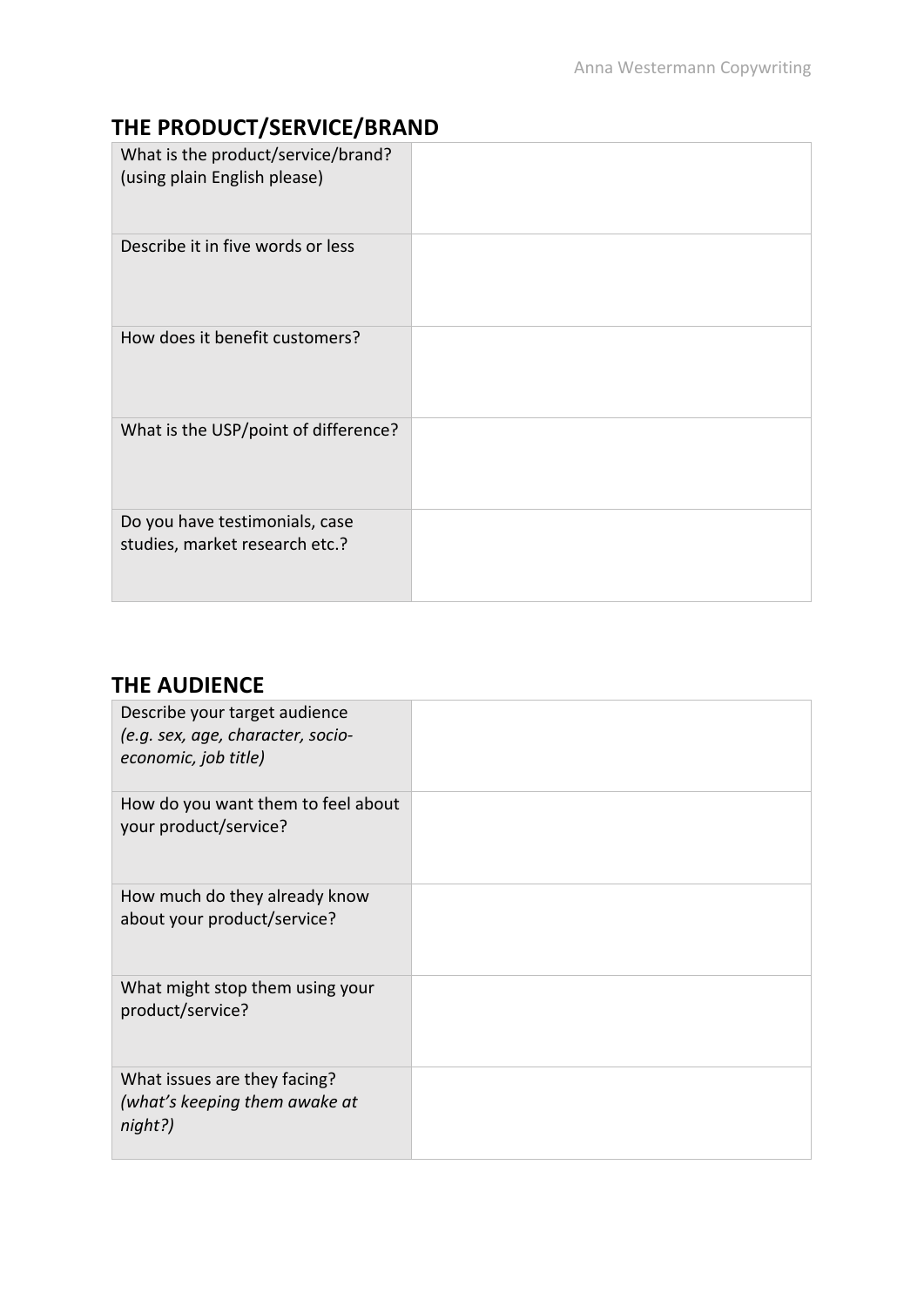## THE PRODUCT/SERVICE/BRAND

| | |
|---|---|
| What is the product/service/brand? (using plain English please) | |
| Describe it in five words or less | |
| How does it benefit customers? | |
| What is the USP/point of difference? | |
| Do you have testimonials, case studies, market research etc.? | |

## THE AUDIENCE

| | |
|---|---|
| Describe your target audience *(e.g. sex, age, character, socio-economic, job title)* | |
| How do you want them to feel about your product/service? | |
| How much do they already know about your product/service? | |
| What might stop them using your product/service? | |
| What issues are they facing? *(what's keeping them awake at night?)* | |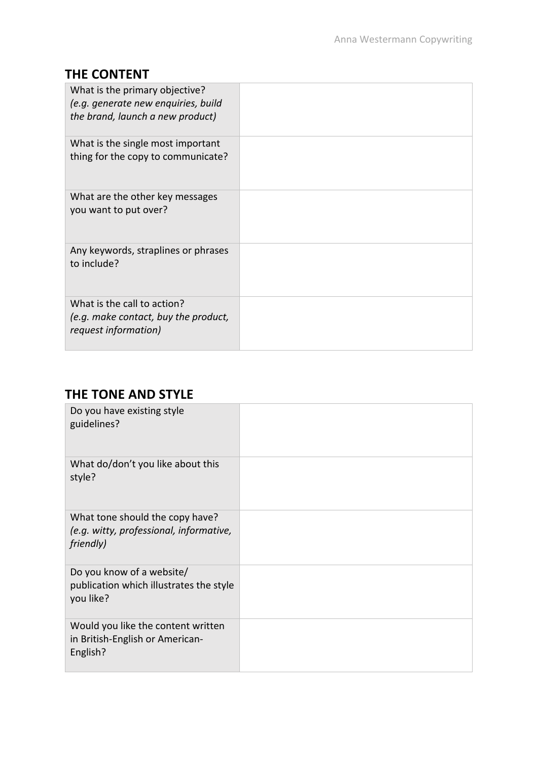## THE CONTENT

| | |
|---|---|
| What is the primary objective? *(e.g. generate new enquiries, build the brand, launch a new product)* | |
| What is the single most important thing for the copy to communicate? | |
| What are the other key messages you want to put over? | |
| Any keywords, straplines or phrases to include? | |
| What is the call to action? *(e.g. make contact, buy the product, request information)* | |

## THE TONE AND STYLE

| | |
|---|---|
| Do you have existing style guidelines? | |
| What do/don't you like about this style? | |
| What tone should the copy have? *(e.g. witty, professional, informative, friendly)* | |
| Do you know of a website/ publication which illustrates the style you like? | |
| Would you like the content written in British-English or American-English? | |